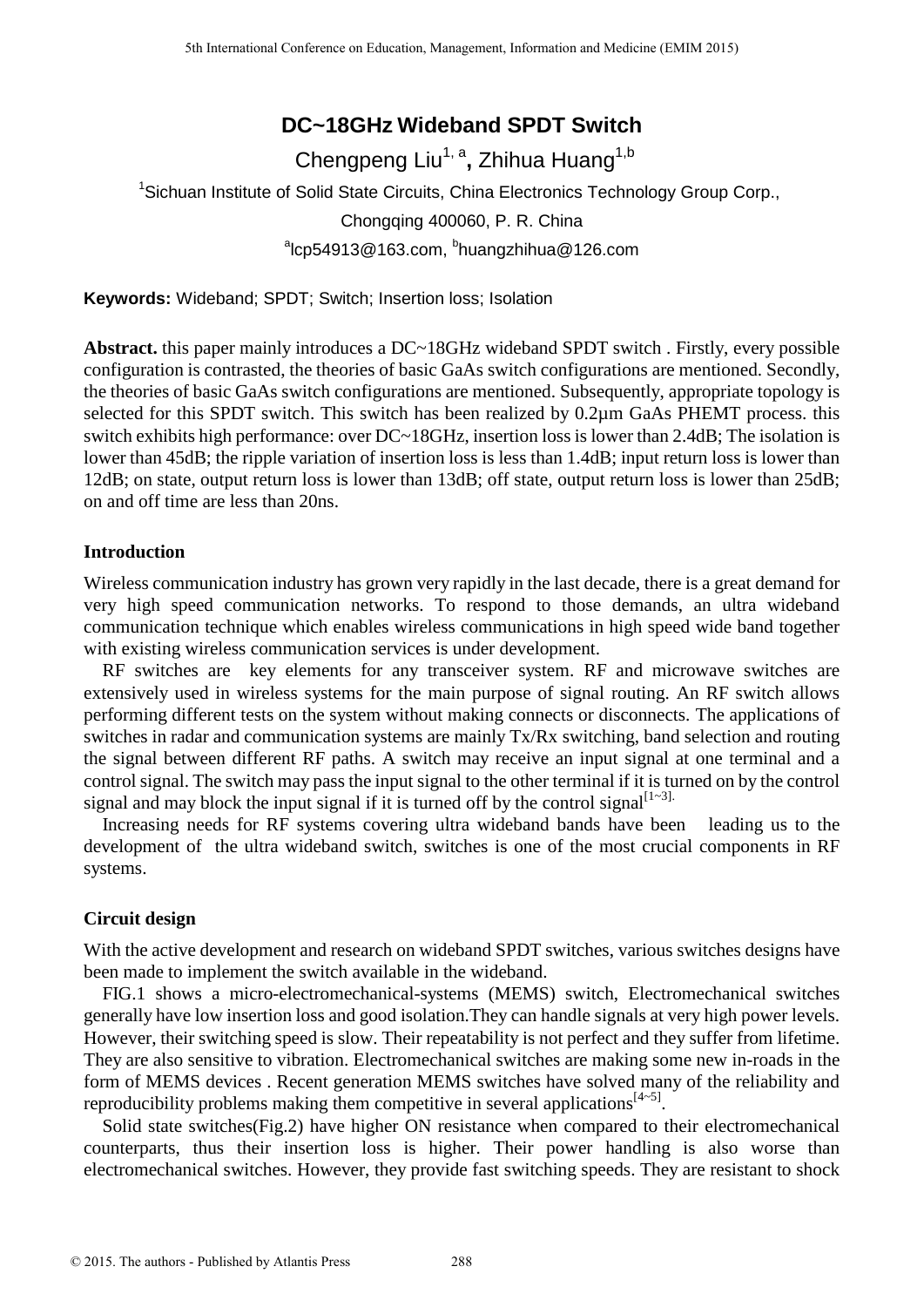# DC~18GHz Wideband SPDT Switch

Chengpeng Liu[1, a], Zhihua Huang[1,b]

[1]Sichuan Institute of Solid State Circuits, China Electronics Technology Group Corp., Chongqing 400060, P. R. China

[a]lcp54913@163.com, [b]huangzhihua@126.com

**Keywords:** Wideband; SPDT; Switch; Insertion loss; Isolation

**Abstract.** this paper mainly introduces a DC~18GHz wideband SPDT switch . Firstly, every possible configuration is contrasted, the theories of basic GaAs switch configurations are mentioned. Secondly, the theories of basic GaAs switch configurations are mentioned. Subsequently, appropriate topology is selected for this SPDT switch. This switch has been realized by 0.2µm GaAs PHEMT process. this switch exhibits high performance: over DC~18GHz, insertion loss is lower than 2.4dB; The isolation is lower than 45dB; the ripple variation of insertion loss is less than 1.4dB; input return loss is lower than 12dB; on state, output return loss is lower than 13dB; off state, output return loss is lower than 25dB; on and off time are less than 20ns.

## Introduction

Wireless communication industry has grown very rapidly in the last decade, there is a great demand for very high speed communication networks. To respond to those demands, an ultra wideband communication technique which enables wireless communications in high speed wide band together with existing wireless communication services is under development.

RF switches are key elements for any transceiver system. RF and microwave switches are extensively used in wireless systems for the main purpose of signal routing. An RF switch allows performing different tests on the system without making connects or disconnects. The applications of switches in radar and communication systems are mainly Tx/Rx switching, band selection and routing the signal between different RF paths. A switch may receive an input signal at one terminal and a control signal. The switch may pass the input signal to the other terminal if it is turned on by the control signal and may block the input signal if it is turned off by the control signal[1~3].

Increasing needs for RF systems covering ultra wideband bands have been leading us to the development of the ultra wideband switch, switches is one of the most crucial components in RF systems.

## Circuit design

With the active development and research on wideband SPDT switches, various switches designs have been made to implement the switch available in the wideband.

FIG.1 shows a micro-electromechanical-systems (MEMS) switch, Electromechanical switches generally have low insertion loss and good isolation.They can handle signals at very high power levels. However, their switching speed is slow. Their repeatability is not perfect and they suffer from lifetime. They are also sensitive to vibration. Electromechanical switches are making some new in-roads in the form of MEMS devices . Recent generation MEMS switches have solved many of the reliability and reproducibility problems making them competitive in several applications[4~5].

Solid state switches(Fig.2) have higher ON resistance when compared to their electromechanical counterparts, thus their insertion loss is higher. Their power handling is also worse than electromechanical switches. However, they provide fast switching speeds. They are resistant to shock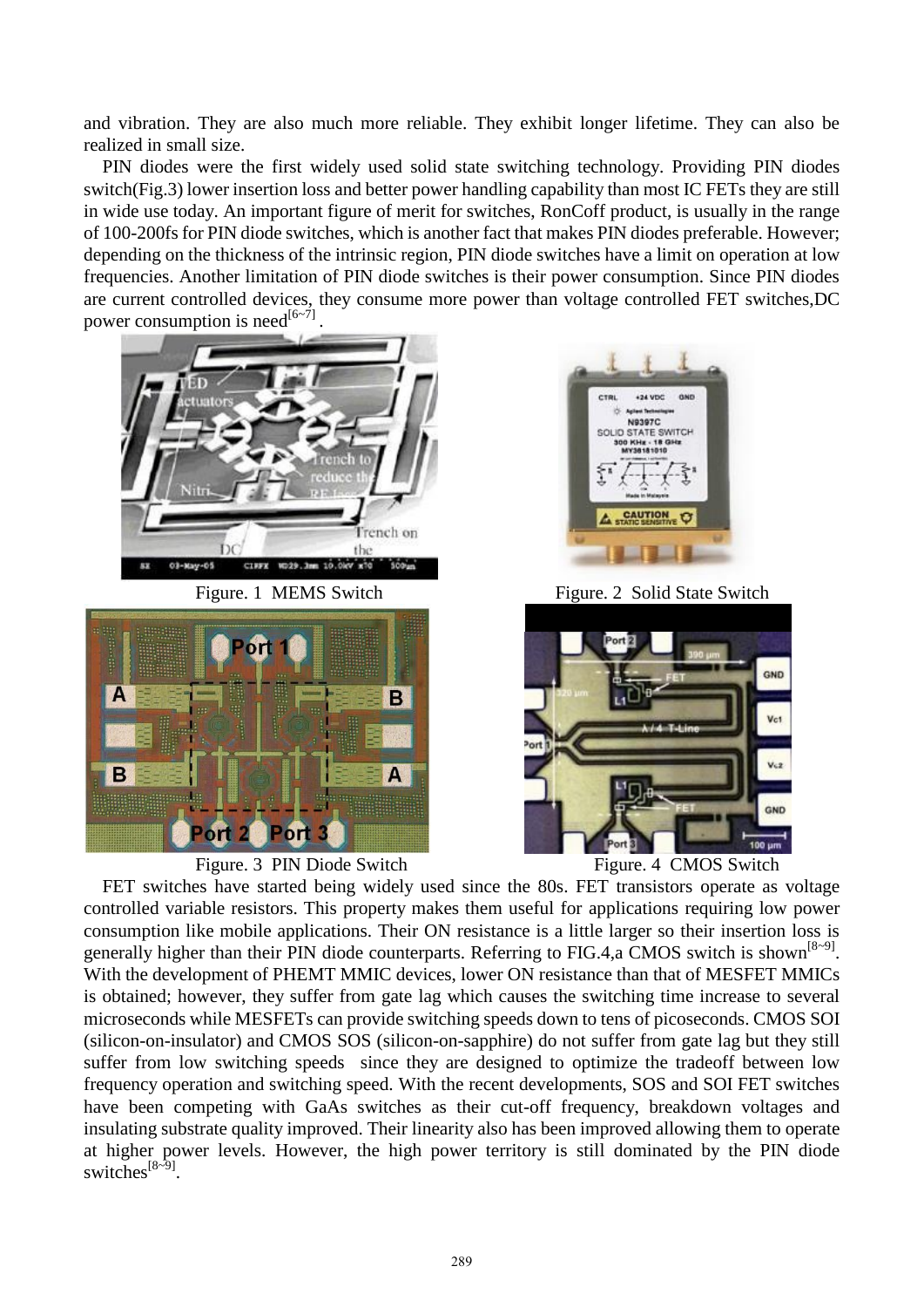and vibration. They are also much more reliable. They exhibit longer lifetime. They can also be realized in small size.

PIN diodes were the first widely used solid state switching technology. Providing PIN diodes switch(Fig.3) lower insertion loss and better power handling capability than most IC FETs they are still in wide use today. An important figure of merit for switches, RonCoff product, is usually in the range of 100-200fs for PIN diode switches, which is another fact that makes PIN diodes preferable. However; depending on the thickness of the intrinsic region, PIN diode switches have a limit on operation at low frequencies. Another limitation of PIN diode switches is their power consumption. Since PIN diodes are current controlled devices, they consume more power than voltage controlled FET switches,DC power consumption is need[6~7] .

Figure. 1 MEMS Switch

Figure. 2 Solid State Switch

Figure. 3 PIN Diode Switch

Figure. 4 CMOS Switch

FET switches have started being widely used since the 80s. FET transistors operate as voltage controlled variable resistors. This property makes them useful for applications requiring low power consumption like mobile applications. Their ON resistance is a little larger so their insertion loss is generally higher than their PIN diode counterparts. Referring to FIG.4,a CMOS switch is shown[8~9]. With the development of PHEMT MMIC devices, lower ON resistance than that of MESFET MMICs is obtained; however, they suffer from gate lag which causes the switching time increase to several microseconds while MESFETs can provide switching speeds down to tens of picoseconds. CMOS SOI (silicon-on-insulator) and CMOS SOS (silicon-on-sapphire) do not suffer from gate lag but they still suffer from low switching speeds since they are designed to optimize the tradeoff between low frequency operation and switching speed. With the recent developments, SOS and SOI FET switches have been competing with GaAs switches as their cut-off frequency, breakdown voltages and insulating substrate quality improved. Their linearity also has been improved allowing them to operate at higher power levels. However, the high power territory is still dominated by the PIN diode switches[8~9].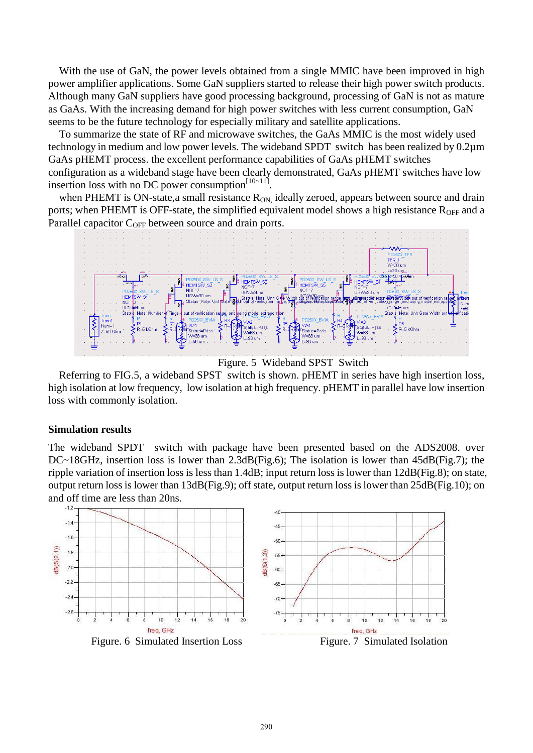With the use of GaN, the power levels obtained from a single MMIC have been improved in high power amplifier applications. Some GaN suppliers started to release their high power switch products. Although many GaN suppliers have good processing background, processing of GaN is not as mature as GaAs. With the increasing demand for high power switches with less current consumption, GaN seems to be the future technology for especially military and satellite applications.

To summarize the state of RF and microwave switches, the GaAs MMIC is the most widely used technology in medium and low power levels. The wideband SPDT switch has been realized by 0.2μm GaAs pHEMT process. the excellent performance capabilities of GaAs pHEMT switches configuration as a wideband stage have been clearly demonstrated, GaAs pHEMT switches have low insertion loss with no DC power consumption[10~11].

when PHEMT is ON-state,a small resistance $R_{ON}$, ideally zeroed, appears between source and drain ports; when PHEMT is OFF-state, the simplified equivalent model shows a high resistance $R_{OFF}$ and a Parallel capacitor $C_{OFF}$ between source and drain ports.

Figure. 5 Wideband SPST Switch

Referring to FIG.5, a wideband SPST switch is shown. pHEMT in series have high insertion loss, high isolation at low frequency, low isolation at high frequency. pHEMT in parallel have low insertion loss with commonly isolation.

## Simulation results

The wideband SPDT switch with package have been presented based on the ADS2008. over DC~18GHz, insertion loss is lower than 2.3dB(Fig.6); The isolation is lower than 45dB(Fig.7); the ripple variation of insertion loss is less than 1.4dB; input return loss is lower than 12dB(Fig.8); on state, output return loss is lower than 13dB(Fig.9); off state, output return loss is lower than 25dB(Fig.10); on and off time are less than 20ns.

Figure. 6 Simulated Insertion Loss

Figure. 7 Simulated Isolation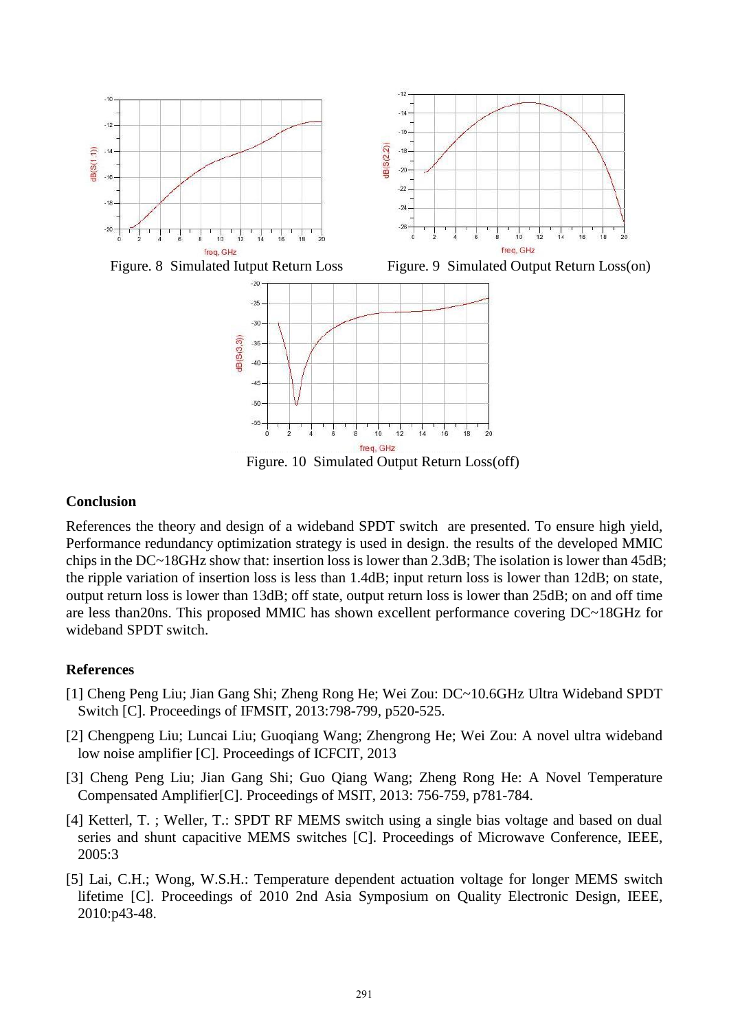Figure. 8 Simulated Iutput Return Loss

Figure. 9 Simulated Output Return Loss(on)

Figure. 10 Simulated Output Return Loss(off)

## Conclusion

References the theory and design of a wideband SPDT switch are presented. To ensure high yield, Performance redundancy optimization strategy is used in design. the results of the developed MMIC chips in the DC~18GHz show that: insertion loss is lower than 2.3dB; The isolation is lower than 45dB; the ripple variation of insertion loss is less than 1.4dB; input return loss is lower than 12dB; on state, output return loss is lower than 13dB; off state, output return loss is lower than 25dB; on and off time are less than20ns. This proposed MMIC has shown excellent performance covering DC~18GHz for wideband SPDT switch.

## References

[1] Cheng Peng Liu; Jian Gang Shi; Zheng Rong He; Wei Zou: DC~10.6GHz Ultra Wideband SPDT Switch [C]. Proceedings of IFMSIT, 2013:798-799, p520-525.

[2] Chengpeng Liu; Luncai Liu; Guoqiang Wang; Zhengrong He; Wei Zou: A novel ultra wideband low noise amplifier [C]. Proceedings of ICFCIT, 2013

[3] Cheng Peng Liu; Jian Gang Shi; Guo Qiang Wang; Zheng Rong He: A Novel Temperature Compensated Amplifier[C]. Proceedings of MSIT, 2013: 756-759, p781-784.

[4] Ketterl, T. ; Weller, T.: SPDT RF MEMS switch using a single bias voltage and based on dual series and shunt capacitive MEMS switches [C]. Proceedings of Microwave Conference, IEEE, 2005:3

[5] Lai, C.H.; Wong, W.S.H.: Temperature dependent actuation voltage for longer MEMS switch lifetime [C]. Proceedings of 2010 2nd Asia Symposium on Quality Electronic Design, IEEE, 2010:p43-48.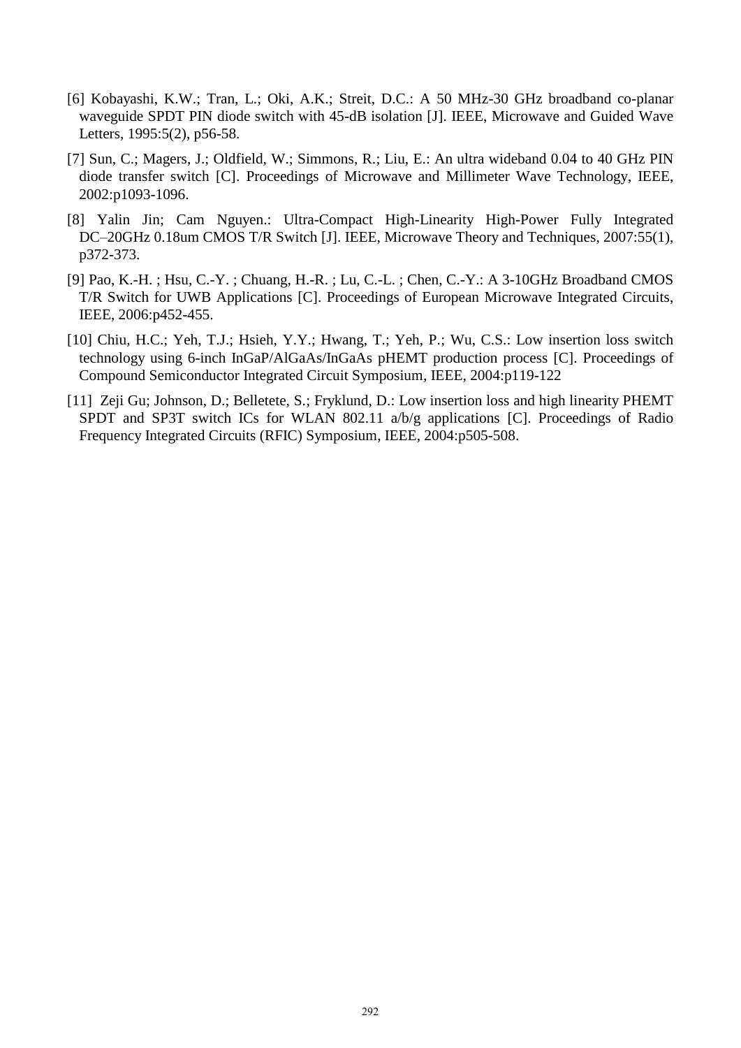[6] Kobayashi, K.W.; Tran, L.; Oki, A.K.; Streit, D.C.: A 50 MHz-30 GHz broadband co-planar waveguide SPDT PIN diode switch with 45-dB isolation [J]. IEEE, Microwave and Guided Wave Letters, 1995:5(2), p56-58.

[7] Sun, C.; Magers, J.; Oldfield, W.; Simmons, R.; Liu, E.: An ultra wideband 0.04 to 40 GHz PIN diode transfer switch [C]. Proceedings of Microwave and Millimeter Wave Technology, IEEE, 2002:p1093-1096.

[8] Yalin Jin; Cam Nguyen.: Ultra-Compact High-Linearity High-Power Fully Integrated DC–20GHz 0.18um CMOS T/R Switch [J]. IEEE, Microwave Theory and Techniques, 2007:55(1), p372-373.

[9] Pao, K.-H. ; Hsu, C.-Y. ; Chuang, H.-R. ; Lu, C.-L. ; Chen, C.-Y.: A 3-10GHz Broadband CMOS T/R Switch for UWB Applications [C]. Proceedings of European Microwave Integrated Circuits, IEEE, 2006:p452-455.

[10] Chiu, H.C.; Yeh, T.J.; Hsieh, Y.Y.; Hwang, T.; Yeh, P.; Wu, C.S.: Low insertion loss switch technology using 6-inch InGaP/AlGaAs/InGaAs pHEMT production process [C]. Proceedings of Compound Semiconductor Integrated Circuit Symposium, IEEE, 2004:p119-122

[11] Zeji Gu; Johnson, D.; Belletete, S.; Fryklund, D.: Low insertion loss and high linearity PHEMT SPDT and SP3T switch ICs for WLAN 802.11 a/b/g applications [C]. Proceedings of Radio Frequency Integrated Circuits (RFIC) Symposium, IEEE, 2004:p505-508.